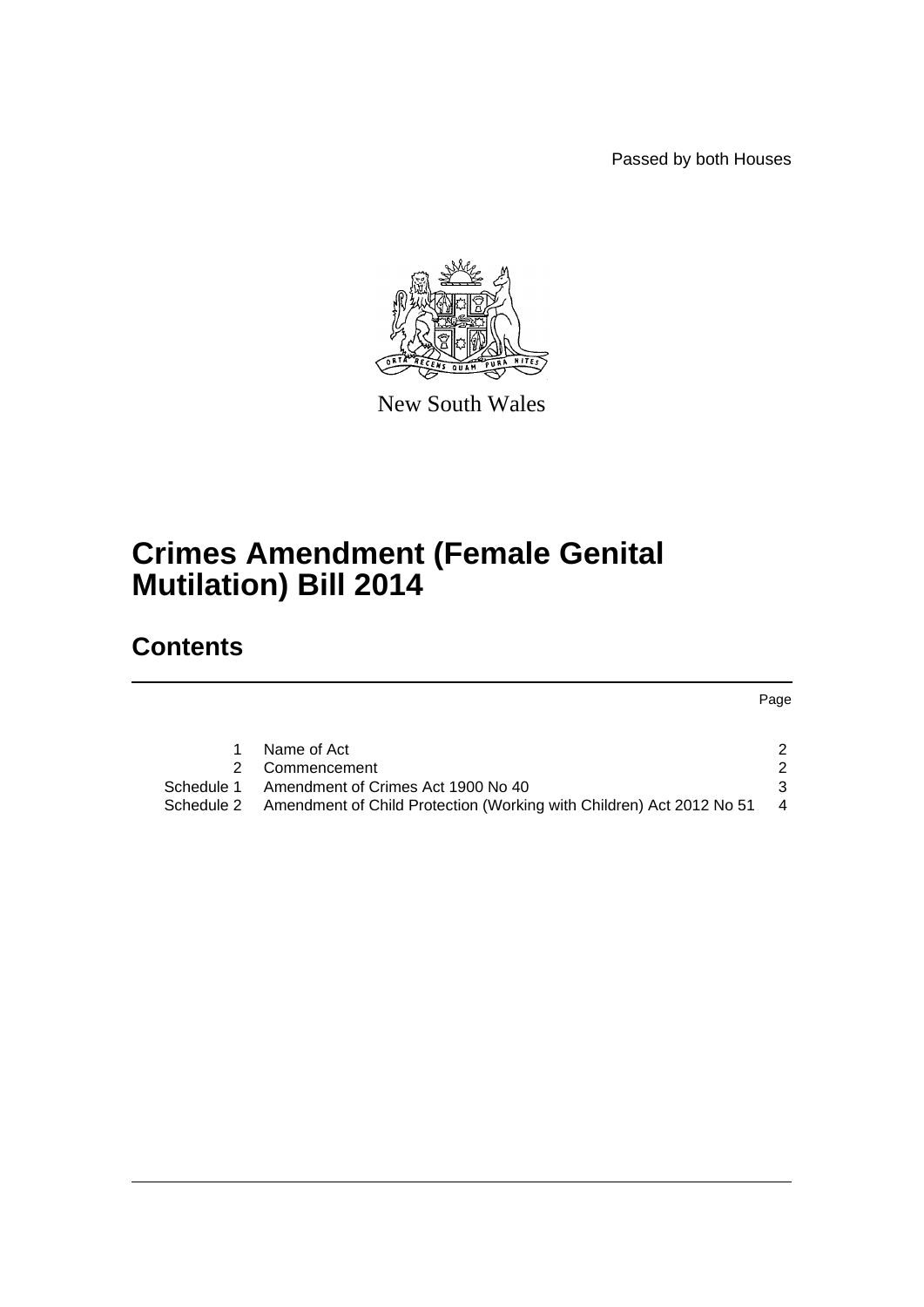Passed by both Houses

New South Wales

# Crimes Amendment (Female Genital Mutilation) Bill 2014

## Contents

| | | Page |
|---|---|---|
| 1 | Name of Act | 2 |
| 2 | Commencement | 2 |
| Schedule 1 | Amendment of Crimes Act 1900 No 40 | 3 |
| Schedule 2 | Amendment of Child Protection (Working with Children) Act 2012 No 51 | 4 |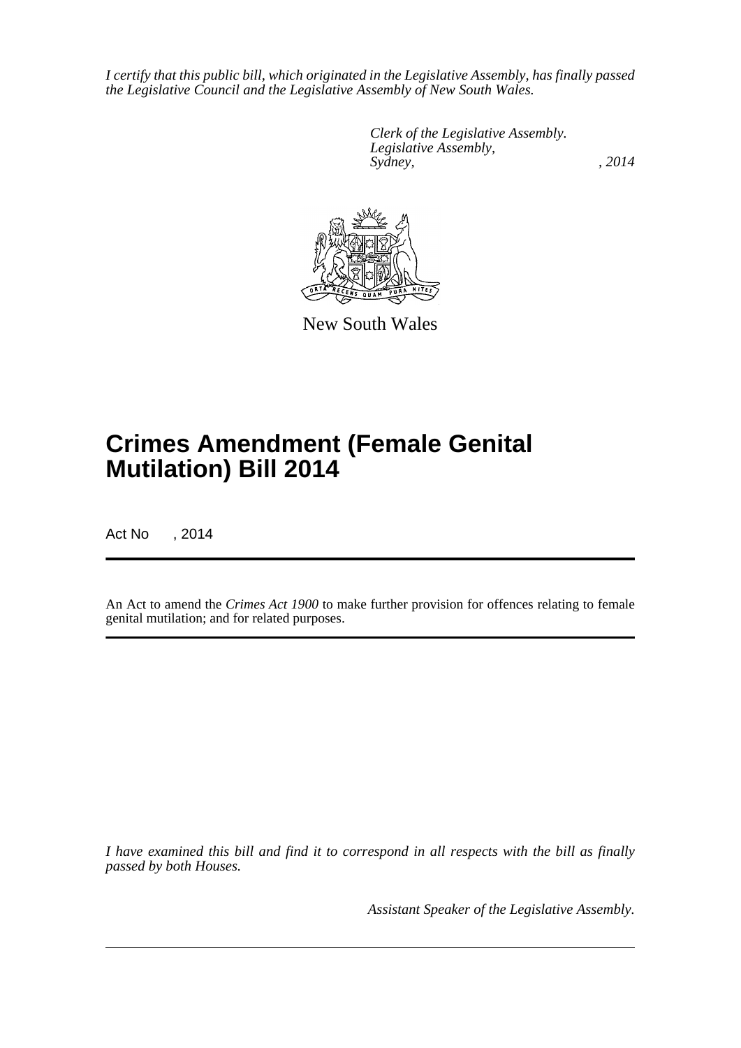*I certify that this public bill, which originated in the Legislative Assembly, has finally passed the Legislative Council and the Legislative Assembly of New South Wales.*

*Clerk of the Legislative Assembly.*
*Legislative Assembly,*
*Sydney, , 2014*

New South Wales

# Crimes Amendment (Female Genital Mutilation) Bill 2014

Act No , 2014

An Act to amend the *Crimes Act 1900* to make further provision for offences relating to female genital mutilation; and for related purposes.

*I have examined this bill and find it to correspond in all respects with the bill as finally passed by both Houses.*

*Assistant Speaker of the Legislative Assembly.*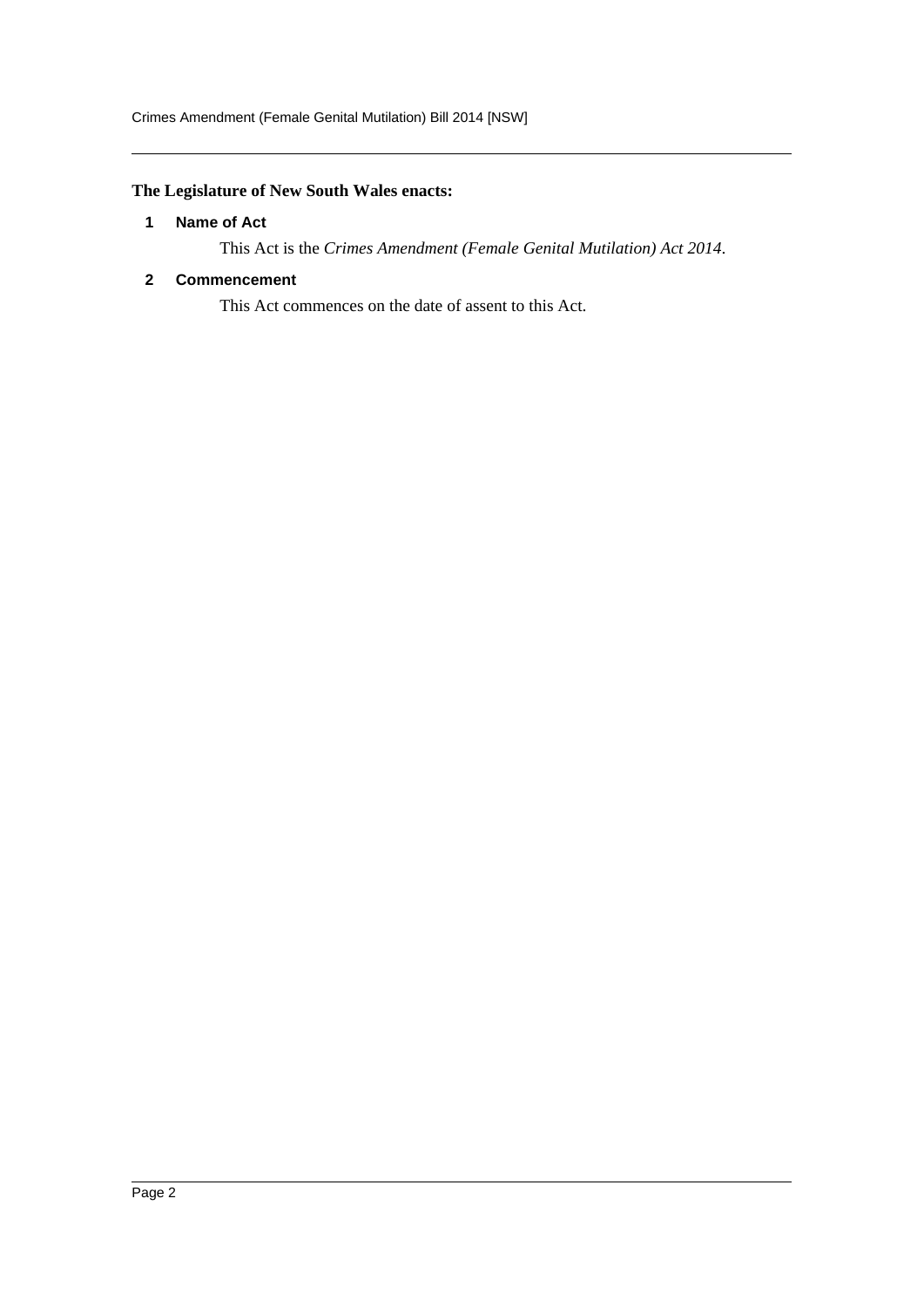**The Legislature of New South Wales enacts:**

## 1 Name of Act

This Act is the *Crimes Amendment (Female Genital Mutilation) Act 2014*.

## 2 Commencement

This Act commences on the date of assent to this Act.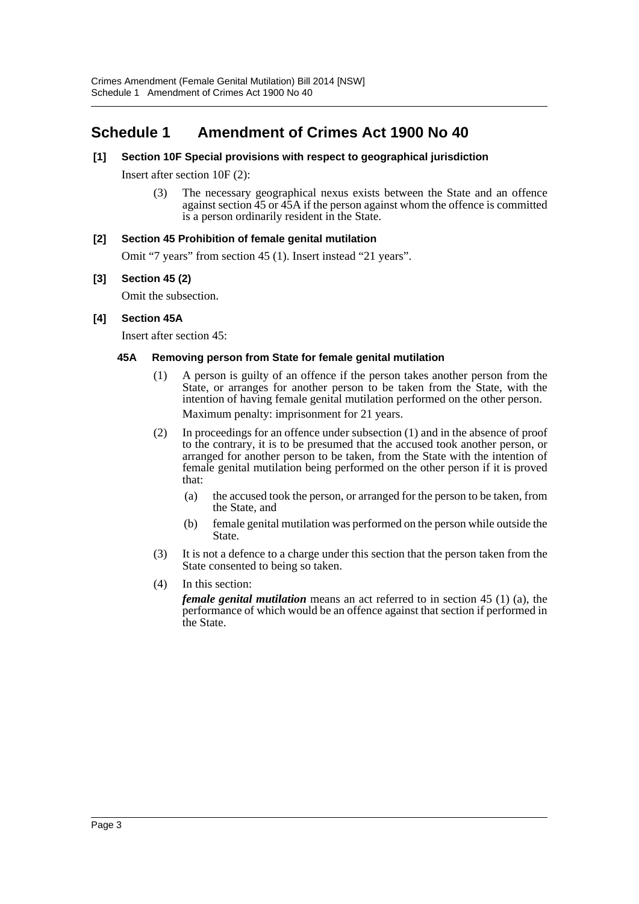# Schedule 1 Amendment of Crimes Act 1900 No 40

**[1] Section 10F Special provisions with respect to geographical jurisdiction**

Insert after section 10F (2):

> (3) The necessary geographical nexus exists between the State and an offence against section 45 or 45A if the person against whom the offence is committed is a person ordinarily resident in the State.

**[2] Section 45 Prohibition of female genital mutilation**

Omit "7 years" from section 45 (1). Insert instead "21 years".

**[3] Section 45 (2)**

Omit the subsection.

**[4] Section 45A**

Insert after section 45:

**45A Removing person from State for female genital mutilation**

(1) A person is guilty of an offence if the person takes another person from the State, or arranges for another person to be taken from the State, with the intention of having female genital mutilation performed on the other person.

Maximum penalty: imprisonment for 21 years.

(2) In proceedings for an offence under subsection (1) and in the absence of proof to the contrary, it is to be presumed that the accused took another person, or arranged for another person to be taken, from the State with the intention of female genital mutilation being performed on the other person if it is proved that:

- (a) the accused took the person, or arranged for the person to be taken, from the State, and
- (b) female genital mutilation was performed on the person while outside the State.

(3) It is not a defence to a charge under this section that the person taken from the State consented to being so taken.

(4) In this section:

***female genital mutilation*** means an act referred to in section 45 (1) (a), the performance of which would be an offence against that section if performed in the State.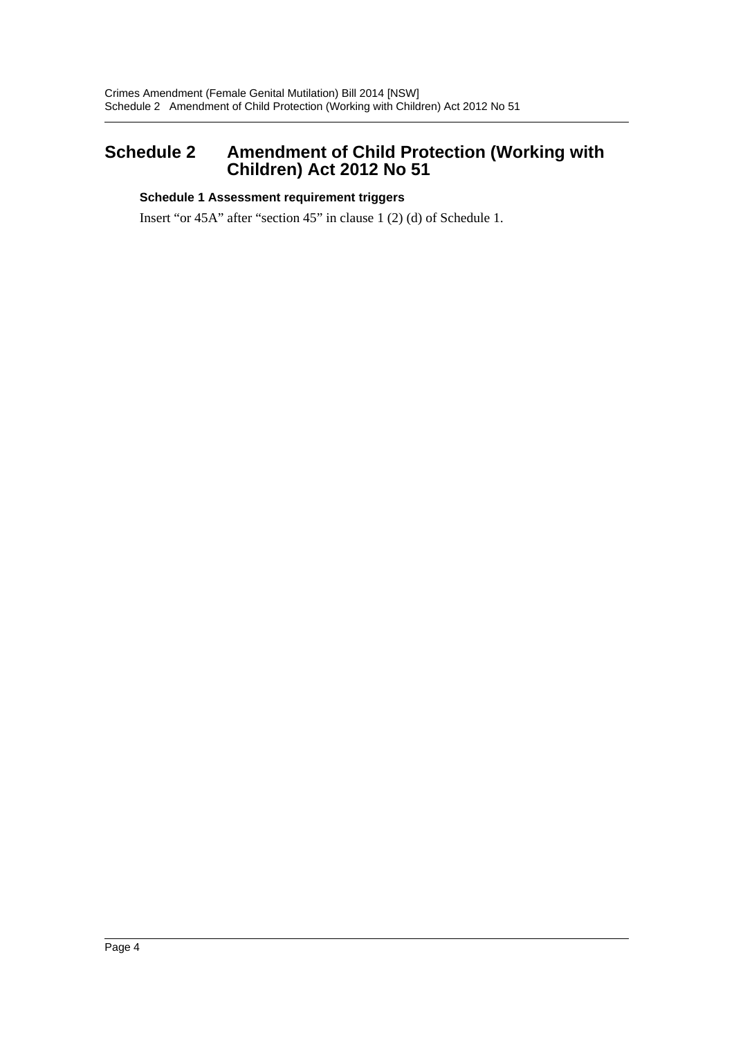# Schedule 2 Amendment of Child Protection (Working with Children) Act 2012 No 51

### Schedule 1 Assessment requirement triggers

Insert "or 45A" after "section 45" in clause 1 (2) (d) of Schedule 1.